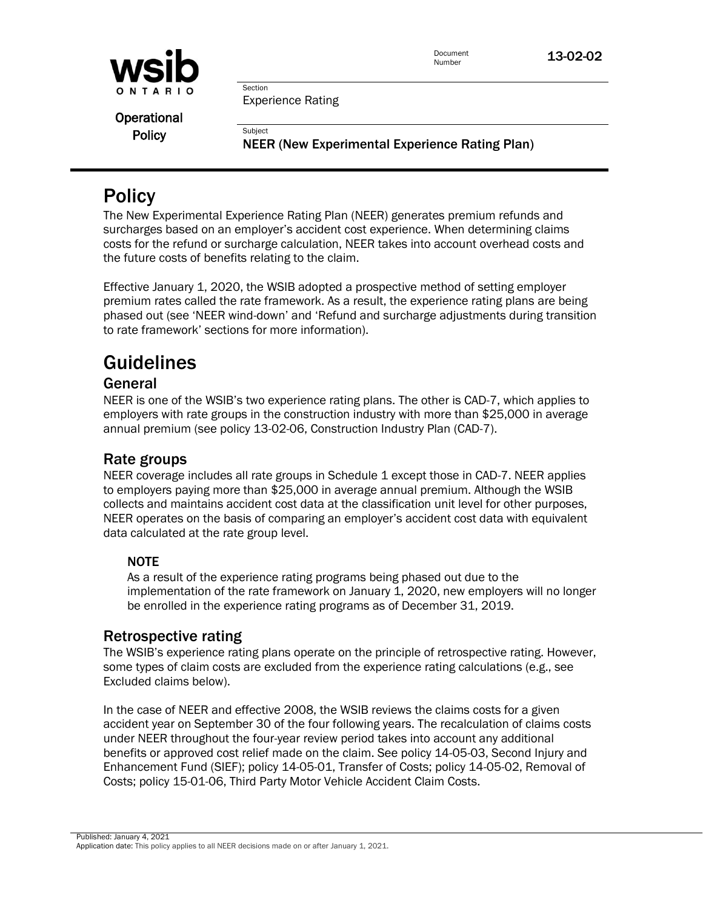**wsib ONTARIO**

**Operational Policy**

Document Number: **13-02-02**

Section: Experience Rating

Subject: **NEER (New Experimental Experience Rating Plan)**

# Policy

The New Experimental Experience Rating Plan (NEER) generates premium refunds and surcharges based on an employer's accident cost experience. When determining claims costs for the refund or surcharge calculation, NEER takes into account overhead costs and the future costs of benefits relating to the claim.

Effective January 1, 2020, the WSIB adopted a prospective method of setting employer premium rates called the rate framework. As a result, the experience rating plans are being phased out (see 'NEER wind-down' and 'Refund and surcharge adjustments during transition to rate framework' sections for more information).

# Guidelines

## General

NEER is one of the WSIB's two experience rating plans. The other is CAD-7, which applies to employers with rate groups in the construction industry with more than $25,000 in average annual premium (see policy 13-02-06, Construction Industry Plan (CAD-7).

## Rate groups

NEER coverage includes all rate groups in Schedule 1 except those in CAD-7. NEER applies to employers paying more than $25,000 in average annual premium. Although the WSIB collects and maintains accident cost data at the classification unit level for other purposes, NEER operates on the basis of comparing an employer's accident cost data with equivalent data calculated at the rate group level.

> **NOTE**
> As a result of the experience rating programs being phased out due to the implementation of the rate framework on January 1, 2020, new employers will no longer be enrolled in the experience rating programs as of December 31, 2019.

## Retrospective rating

The WSIB's experience rating plans operate on the principle of retrospective rating. However, some types of claim costs are excluded from the experience rating calculations (e.g., see Excluded claims below).

In the case of NEER and effective 2008, the WSIB reviews the claims costs for a given accident year on September 30 of the four following years. The recalculation of claims costs under NEER throughout the four-year review period takes into account any additional benefits or approved cost relief made on the claim. See policy 14-05-03, Second Injury and Enhancement Fund (SIEF); policy 14-05-01, Transfer of Costs; policy 14-05-02, Removal of Costs; policy 15-01-06, Third Party Motor Vehicle Accident Claim Costs.

Published: January 4, 2021
Application date: This policy applies to all NEER decisions made on or after January 1, 2021.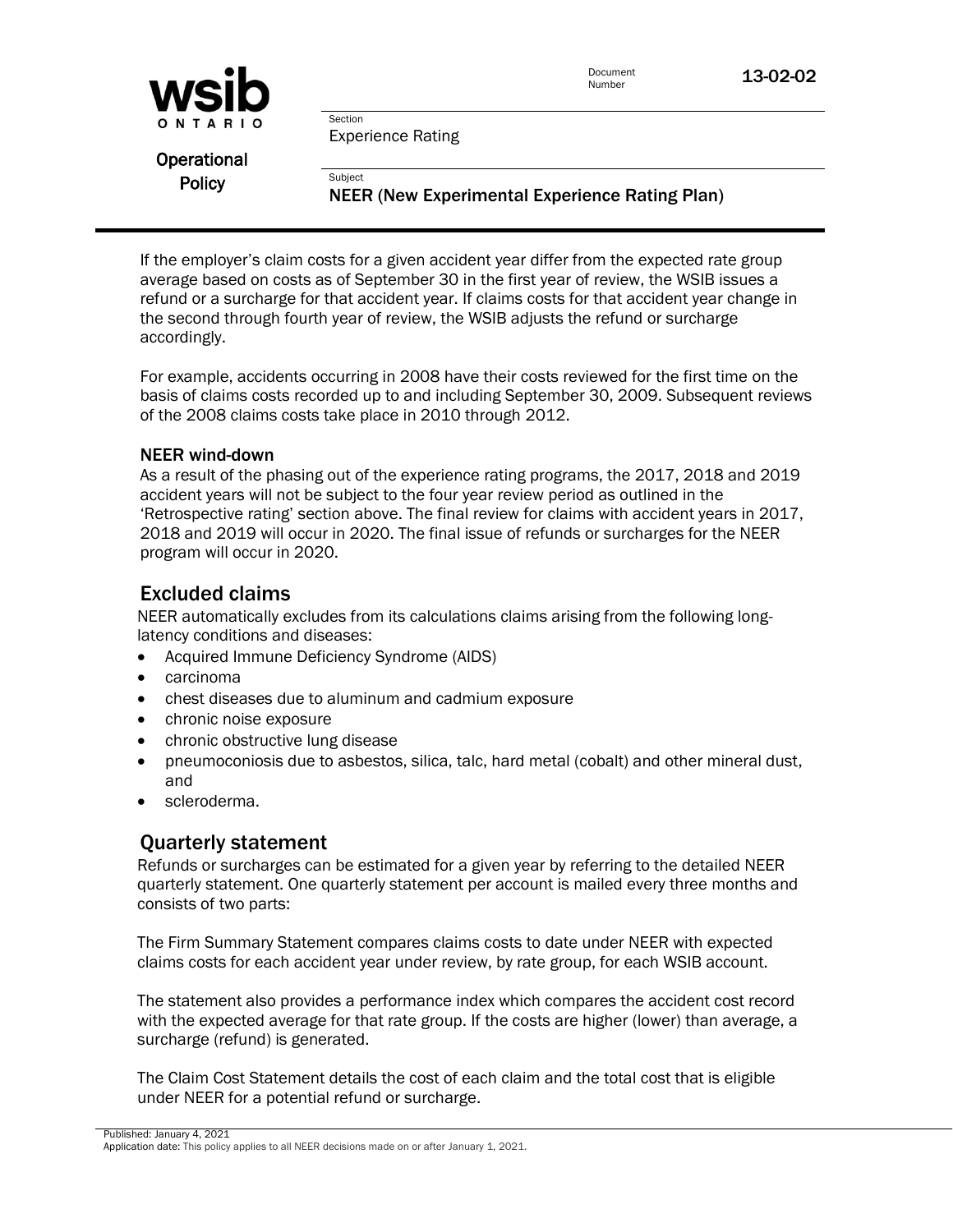If the employer's claim costs for a given accident year differ from the expected rate group average based on costs as of September 30 in the first year of review, the WSIB issues a refund or a surcharge for that accident year. If claims costs for that accident year change in the second through fourth year of review, the WSIB adjusts the refund or surcharge accordingly.

For example, accidents occurring in 2008 have their costs reviewed for the first time on the basis of claims costs recorded up to and including September 30, 2009. Subsequent reviews of the 2008 claims costs take place in 2010 through 2012.

### NEER wind-down

As a result of the phasing out of the experience rating programs, the 2017, 2018 and 2019 accident years will not be subject to the four year review period as outlined in the 'Retrospective rating' section above. The final review for claims with accident years in 2017, 2018 and 2019 will occur in 2020. The final issue of refunds or surcharges for the NEER program will occur in 2020.

## Excluded claims

NEER automatically excludes from its calculations claims arising from the following long-latency conditions and diseases:

- Acquired Immune Deficiency Syndrome (AIDS)
- carcinoma
- chest diseases due to aluminum and cadmium exposure
- chronic noise exposure
- chronic obstructive lung disease
- pneumoconiosis due to asbestos, silica, talc, hard metal (cobalt) and other mineral dust, and
- scleroderma.

## Quarterly statement

Refunds or surcharges can be estimated for a given year by referring to the detailed NEER quarterly statement. One quarterly statement per account is mailed every three months and consists of two parts:

The Firm Summary Statement compares claims costs to date under NEER with expected claims costs for each accident year under review, by rate group, for each WSIB account.

The statement also provides a performance index which compares the accident cost record with the expected average for that rate group. If the costs are higher (lower) than average, a surcharge (refund) is generated.

The Claim Cost Statement details the cost of each claim and the total cost that is eligible under NEER for a potential refund or surcharge.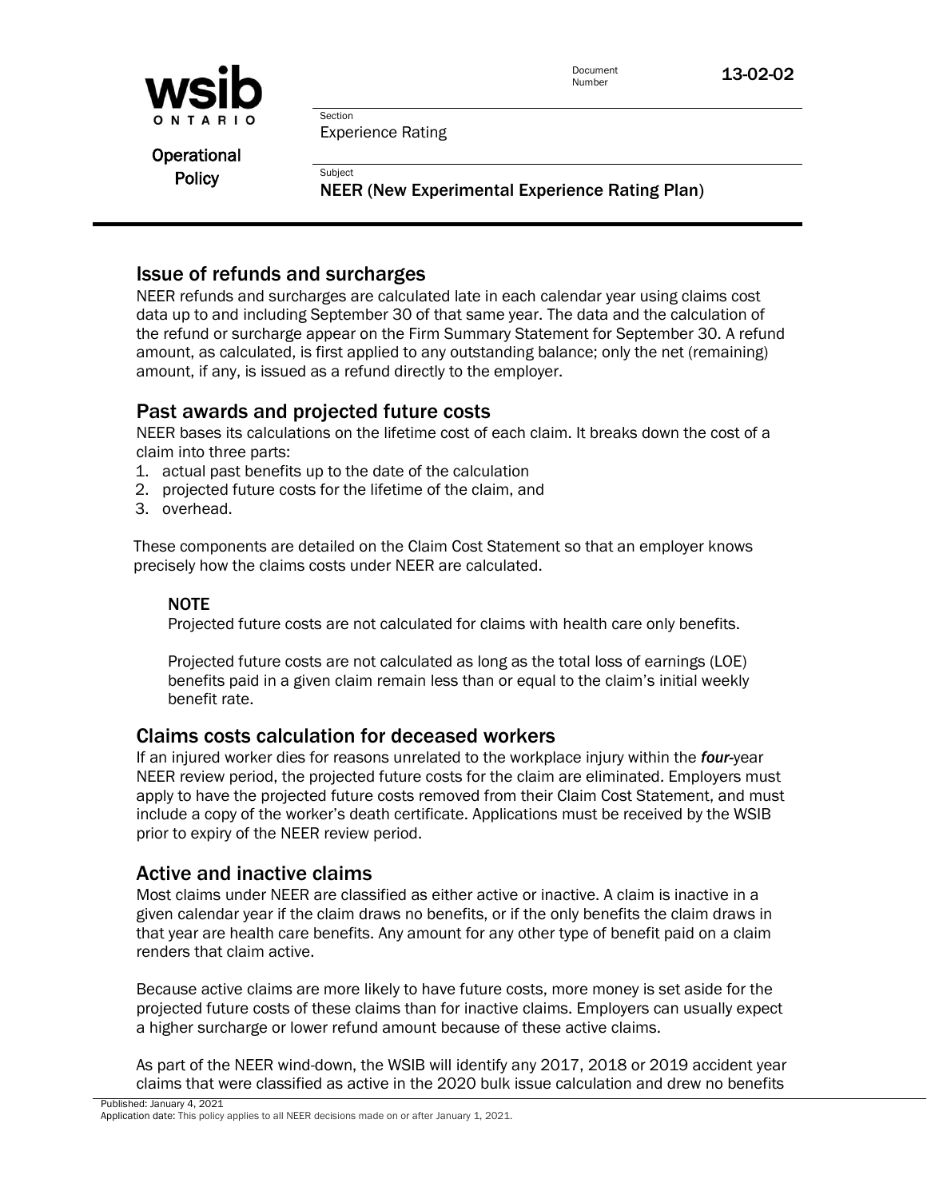## Issue of refunds and surcharges

NEER refunds and surcharges are calculated late in each calendar year using claims cost data up to and including September 30 of that same year. The data and the calculation of the refund or surcharge appear on the Firm Summary Statement for September 30. A refund amount, as calculated, is first applied to any outstanding balance; only the net (remaining) amount, if any, is issued as a refund directly to the employer.

## Past awards and projected future costs

NEER bases its calculations on the lifetime cost of each claim. It breaks down the cost of a claim into three parts:

1. actual past benefits up to the date of the calculation
2. projected future costs for the lifetime of the claim, and
3. overhead.

These components are detailed on the Claim Cost Statement so that an employer knows precisely how the claims costs under NEER are calculated.

### NOTE

Projected future costs are not calculated for claims with health care only benefits.

Projected future costs are not calculated as long as the total loss of earnings (LOE) benefits paid in a given claim remain less than or equal to the claim's initial weekly benefit rate.

## Claims costs calculation for deceased workers

If an injured worker dies for reasons unrelated to the workplace injury within the ***four***-year NEER review period, the projected future costs for the claim are eliminated. Employers must apply to have the projected future costs removed from their Claim Cost Statement, and must include a copy of the worker's death certificate. Applications must be received by the WSIB prior to expiry of the NEER review period.

## Active and inactive claims

Most claims under NEER are classified as either active or inactive. A claim is inactive in a given calendar year if the claim draws no benefits, or if the only benefits the claim draws in that year are health care benefits. Any amount for any other type of benefit paid on a claim renders that claim active.

Because active claims are more likely to have future costs, more money is set aside for the projected future costs of these claims than for inactive claims. Employers can usually expect a higher surcharge or lower refund amount because of these active claims.

As part of the NEER wind-down, the WSIB will identify any 2017, 2018 or 2019 accident year claims that were classified as active in the 2020 bulk issue calculation and drew no benefits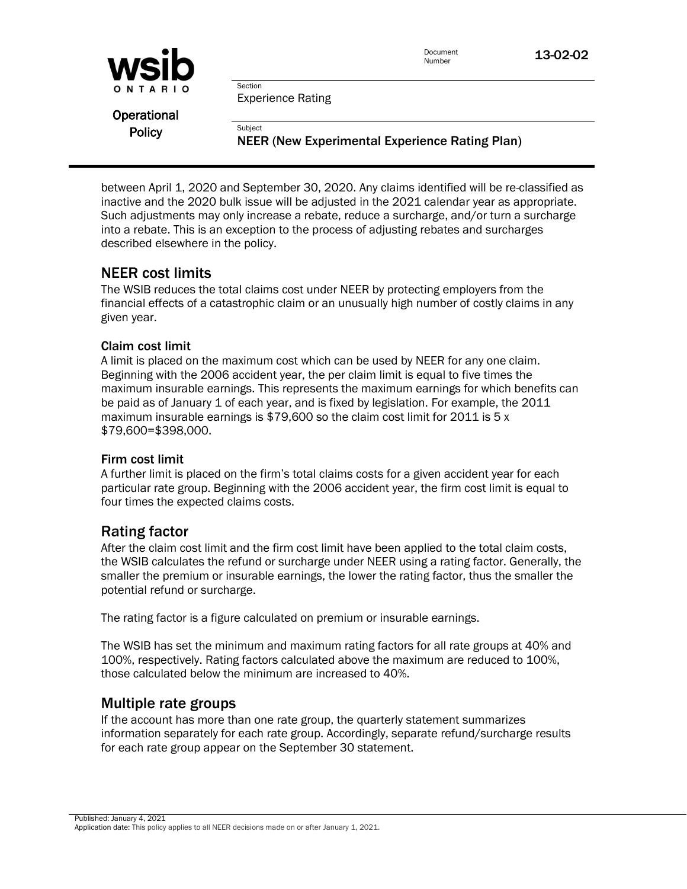between April 1, 2020 and September 30, 2020. Any claims identified will be re-classified as inactive and the 2020 bulk issue will be adjusted in the 2021 calendar year as appropriate. Such adjustments may only increase a rebate, reduce a surcharge, and/or turn a surcharge into a rebate. This is an exception to the process of adjusting rebates and surcharges described elsewhere in the policy.

## NEER cost limits

The WSIB reduces the total claims cost under NEER by protecting employers from the financial effects of a catastrophic claim or an unusually high number of costly claims in any given year.

### Claim cost limit

A limit is placed on the maximum cost which can be used by NEER for any one claim. Beginning with the 2006 accident year, the per claim limit is equal to five times the maximum insurable earnings. This represents the maximum earnings for which benefits can be paid as of January 1 of each year, and is fixed by legislation. For example, the 2011 maximum insurable earnings is $79,600 so the claim cost limit for 2011 is 5 x $79,600=$398,000.

### Firm cost limit

A further limit is placed on the firm's total claims costs for a given accident year for each particular rate group. Beginning with the 2006 accident year, the firm cost limit is equal to four times the expected claims costs.

## Rating factor

After the claim cost limit and the firm cost limit have been applied to the total claim costs, the WSIB calculates the refund or surcharge under NEER using a rating factor. Generally, the smaller the premium or insurable earnings, the lower the rating factor, thus the smaller the potential refund or surcharge.

The rating factor is a figure calculated on premium or insurable earnings.

The WSIB has set the minimum and maximum rating factors for all rate groups at 40% and 100%, respectively. Rating factors calculated above the maximum are reduced to 100%, those calculated below the minimum are increased to 40%.

## Multiple rate groups

If the account has more than one rate group, the quarterly statement summarizes information separately for each rate group. Accordingly, separate refund/surcharge results for each rate group appear on the September 30 statement.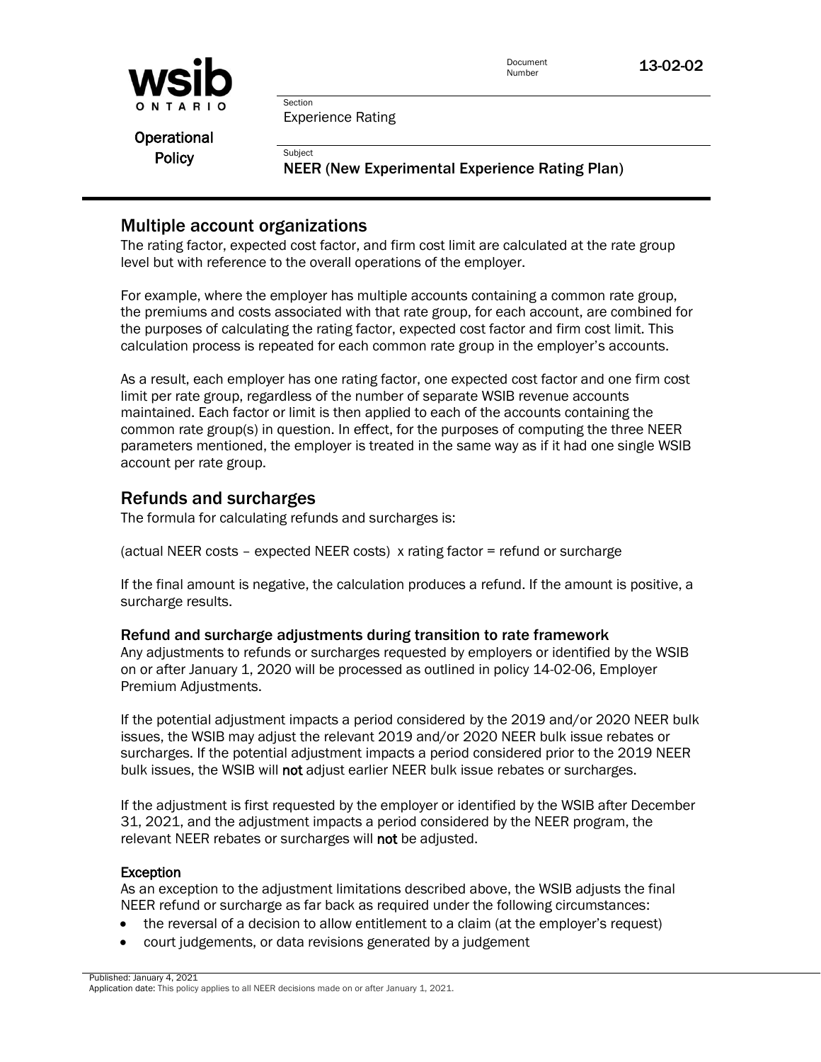## Multiple account organizations

The rating factor, expected cost factor, and firm cost limit are calculated at the rate group level but with reference to the overall operations of the employer.

For example, where the employer has multiple accounts containing a common rate group, the premiums and costs associated with that rate group, for each account, are combined for the purposes of calculating the rating factor, expected cost factor and firm cost limit. This calculation process is repeated for each common rate group in the employer's accounts.

As a result, each employer has one rating factor, one expected cost factor and one firm cost limit per rate group, regardless of the number of separate WSIB revenue accounts maintained. Each factor or limit is then applied to each of the accounts containing the common rate group(s) in question. In effect, for the purposes of computing the three NEER parameters mentioned, the employer is treated in the same way as if it had one single WSIB account per rate group.

## Refunds and surcharges

The formula for calculating refunds and surcharges is:

(actual NEER costs – expected NEER costs) x rating factor = refund or surcharge

If the final amount is negative, the calculation produces a refund. If the amount is positive, a surcharge results.

### Refund and surcharge adjustments during transition to rate framework

Any adjustments to refunds or surcharges requested by employers or identified by the WSIB on or after January 1, 2020 will be processed as outlined in policy 14-02-06, Employer Premium Adjustments.

If the potential adjustment impacts a period considered by the 2019 and/or 2020 NEER bulk issues, the WSIB may adjust the relevant 2019 and/or 2020 NEER bulk issue rebates or surcharges. If the potential adjustment impacts a period considered prior to the 2019 NEER bulk issues, the WSIB will **not** adjust earlier NEER bulk issue rebates or surcharges.

If the adjustment is first requested by the employer or identified by the WSIB after December 31, 2021, and the adjustment impacts a period considered by the NEER program, the relevant NEER rebates or surcharges will **not** be adjusted.

### Exception

As an exception to the adjustment limitations described above, the WSIB adjusts the final NEER refund or surcharge as far back as required under the following circumstances:

- the reversal of a decision to allow entitlement to a claim (at the employer's request)
- court judgements, or data revisions generated by a judgement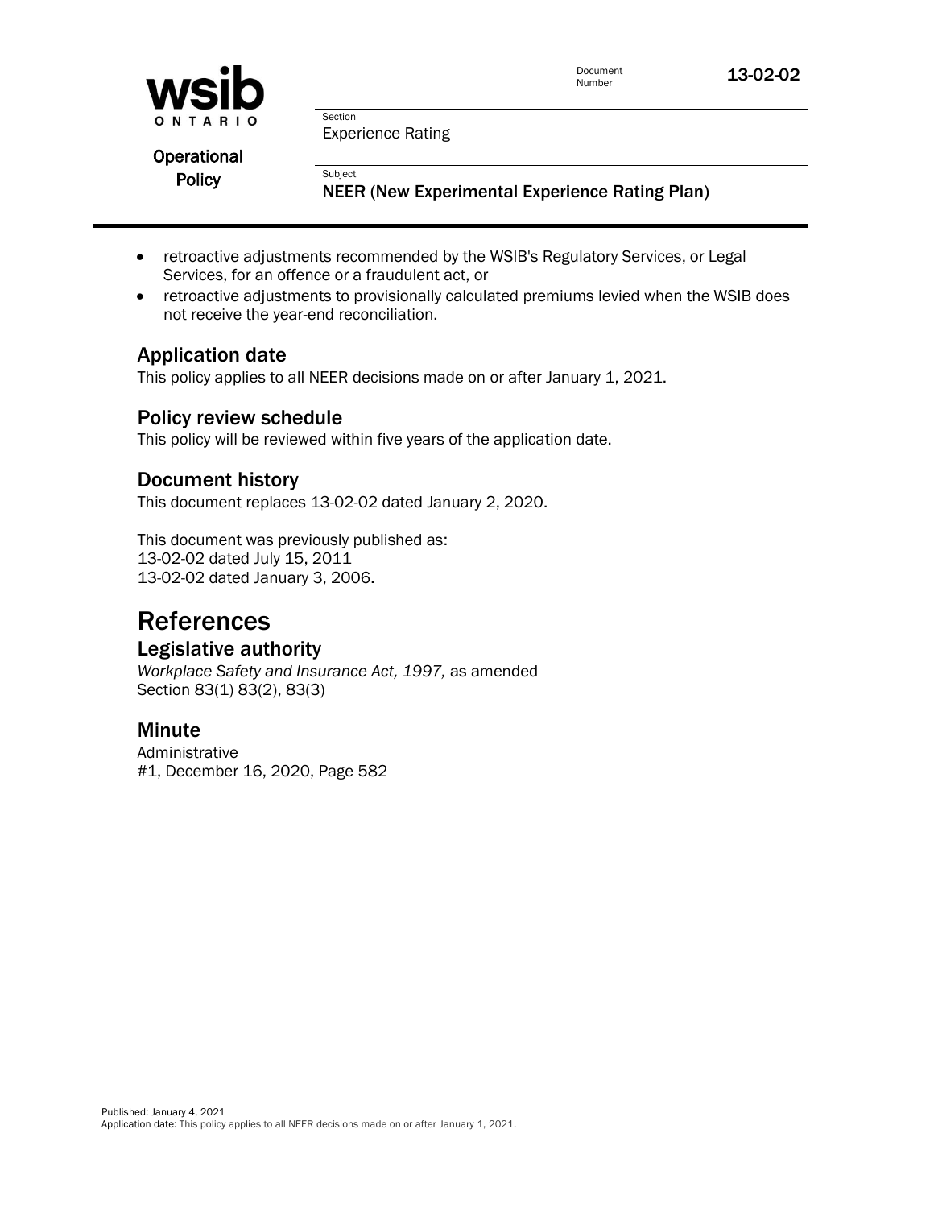- retroactive adjustments recommended by the WSIB's Regulatory Services, or Legal Services, for an offence or a fraudulent act, or
- retroactive adjustments to provisionally calculated premiums levied when the WSIB does not receive the year-end reconciliation.

## Application date

This policy applies to all NEER decisions made on or after January 1, 2021.

## Policy review schedule

This policy will be reviewed within five years of the application date.

## Document history

This document replaces 13-02-02 dated January 2, 2020.

This document was previously published as:
13-02-02 dated July 15, 2011
13-02-02 dated January 3, 2006.

# References

## Legislative authority

*Workplace Safety and Insurance Act, 1997,* as amended
Section 83(1) 83(2), 83(3)

## Minute

Administrative
#1, December 16, 2020, Page 582